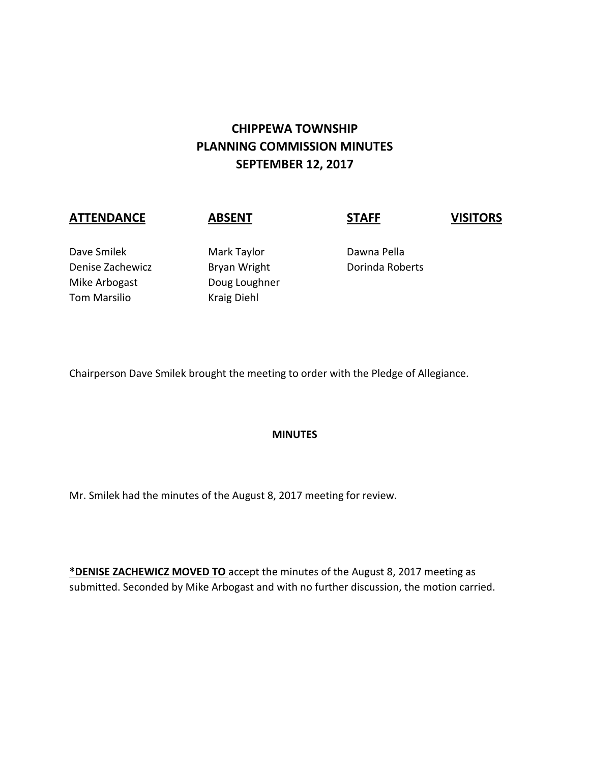# CHIPPEWA TOWNSHIP
# PLANNING COMMISSION MINUTES
# SEPTEMBER 12, 2017

| **ATTENDANCE** | **ABSENT** | **STAFF** | **VISITORS** |
|---|---|---|---|
| Dave Smilek | Mark Taylor | Dawna Pella | |
| Denise Zachewicz | Bryan Wright | Dorinda Roberts | |
| Mike Arbogast | Doug Loughner | | |
| Tom Marsilio | Kraig Diehl | | |

Chairperson Dave Smilek brought the meeting to order with the Pledge of Allegiance.

**MINUTES**

Mr. Smilek had the minutes of the August 8, 2017 meeting for review.

**\*DENISE ZACHEWICZ MOVED TO** accept the minutes of the August 8, 2017 meeting as submitted. Seconded by Mike Arbogast and with no further discussion, the motion carried.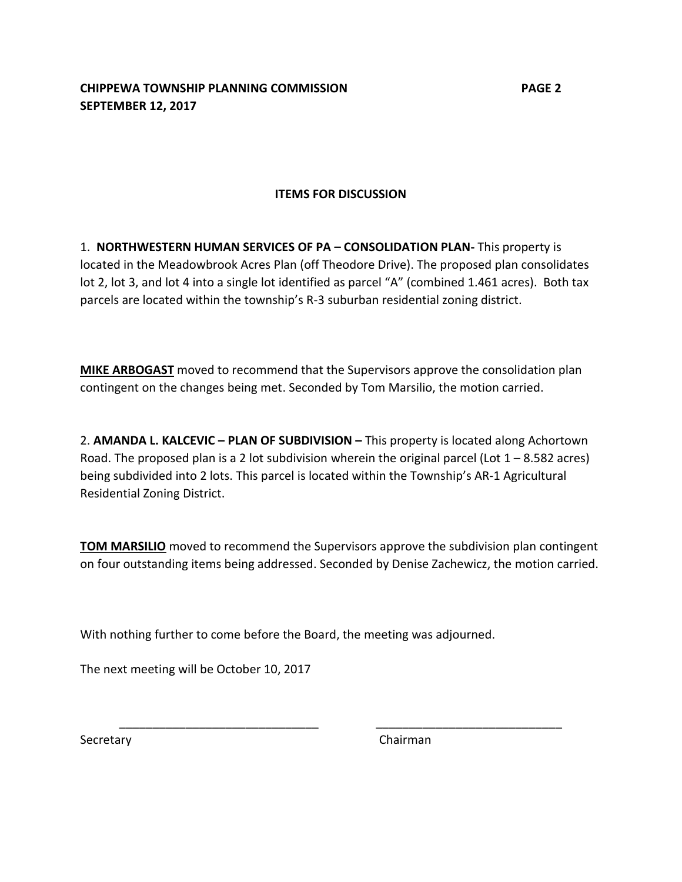## ITEMS FOR DISCUSSION

1. **NORTHWESTERN HUMAN SERVICES OF PA – CONSOLIDATION PLAN-** This property is located in the Meadowbrook Acres Plan (off Theodore Drive). The proposed plan consolidates lot 2, lot 3, and lot 4 into a single lot identified as parcel "A" (combined 1.461 acres). Both tax parcels are located within the township's R-3 suburban residential zoning district.

**MIKE ARBOGAST** moved to recommend that the Supervisors approve the consolidation plan contingent on the changes being met. Seconded by Tom Marsilio, the motion carried.

2. **AMANDA L. KALCEVIC – PLAN OF SUBDIVISION –** This property is located along Achortown Road. The proposed plan is a 2 lot subdivision wherein the original parcel (Lot 1 – 8.582 acres) being subdivided into 2 lots. This parcel is located within the Township's AR-1 Agricultural Residential Zoning District.

**TOM MARSILIO** moved to recommend the Supervisors approve the subdivision plan contingent on four outstanding items being addressed. Seconded by Denise Zachewicz, the motion carried.

With nothing further to come before the Board, the meeting was adjourned.

The next meeting will be October 10, 2017

\_\_\_\_\_\_\_\_\_\_\_\_\_\_\_\_\_\_\_\_\_\_\_\_\_\_\_\_\_\_ \_\_\_\_\_\_\_\_\_\_\_\_\_\_\_\_\_\_\_\_\_\_\_\_\_\_\_\_\_\_

Secretary Chairman